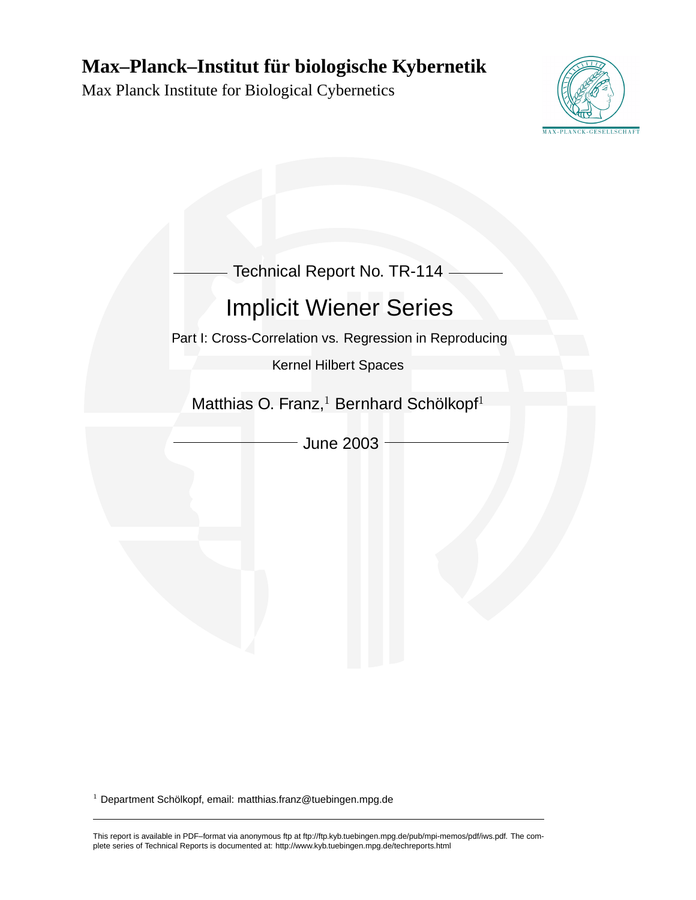# Max–Planck–Institut für biologische Kybernetik

Max Planck Institute for Biological Cybernetics

Technical Report No. TR-114

# Implicit Wiener Series

Part I: Cross-Correlation vs. Regression in Reproducing Kernel Hilbert Spaces

Matthias O. Franz,[1] Bernhard Schölkopf[1]

June 2003

[1] Department Schölkopf, email: matthias.franz@tuebingen.mpg.de

This report is available in PDF–format via anonymous ftp at ftp://ftp.kyb.tuebingen.mpg.de/pub/mpi-memos/pdf/iws.pdf. The complete series of Technical Reports is documented at: http://www.kyb.tuebingen.mpg.de/techreports.html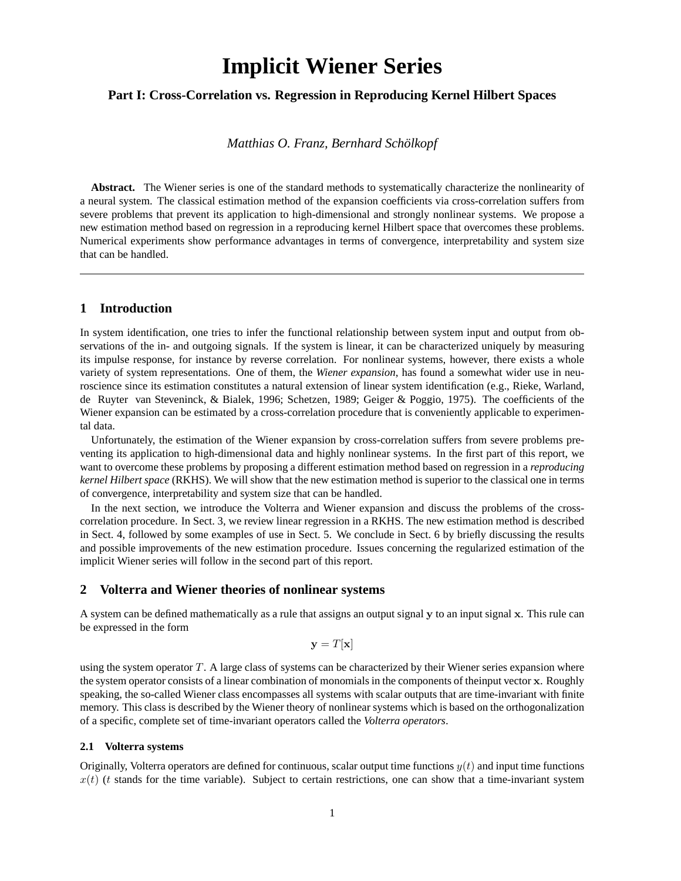# Implicit Wiener Series

### Part I: Cross-Correlation vs. Regression in Reproducing Kernel Hilbert Spaces

*Matthias O. Franz, Bernhard Schölkopf*

**Abstract.** The Wiener series is one of the standard methods to systematically characterize the nonlinearity of a neural system. The classical estimation method of the expansion coefficients via cross-correlation suffers from severe problems that prevent its application to high-dimensional and strongly nonlinear systems. We propose a new estimation method based on regression in a reproducing kernel Hilbert space that overcomes these problems. Numerical experiments show performance advantages in terms of convergence, interpretability and system size that can be handled.

---

## 1 Introduction

In system identification, one tries to infer the functional relationship between system input and output from observations of the in- and outgoing signals. If the system is linear, it can be characterized uniquely by measuring its impulse response, for instance by reverse correlation. For nonlinear systems, however, there exists a whole variety of system representations. One of them, the *Wiener expansion*, has found a somewhat wider use in neuroscience since its estimation constitutes a natural extension of linear system identification (e.g., Rieke, Warland, de Ruyter van Steveninck, & Bialek, 1996; Schetzen, 1989; Geiger & Poggio, 1975). The coefficients of the Wiener expansion can be estimated by a cross-correlation procedure that is conveniently applicable to experimental data.

Unfortunately, the estimation of the Wiener expansion by cross-correlation suffers from severe problems preventing its application to high-dimensional data and highly nonlinear systems. In the first part of this report, we want to overcome these problems by proposing a different estimation method based on regression in a *reproducing kernel Hilbert space* (RKHS). We will show that the new estimation method is superior to the classical one in terms of convergence, interpretability and system size that can be handled.

In the next section, we introduce the Volterra and Wiener expansion and discuss the problems of the cross-correlation procedure. In Sect. 3, we review linear regression in a RKHS. The new estimation method is described in Sect. 4, followed by some examples of use in Sect. 5. We conclude in Sect. 6 by briefly discussing the results and possible improvements of the new estimation procedure. Issues concerning the regularized estimation of the implicit Wiener series will follow in the second part of this report.

## 2 Volterra and Wiener theories of nonlinear systems

A system can be defined mathematically as a rule that assigns an output signal $\mathbf{y}$ to an input signal $\mathbf{x}$. This rule can be expressed in the form

$$\mathbf{y} = T[\mathbf{x}]$$

using the system operator $T$. A large class of systems can be characterized by their Wiener series expansion where the system operator consists of a linear combination of monomials in the components of theinput vector $\mathbf{x}$. Roughly speaking, the so-called Wiener class encompasses all systems with scalar outputs that are time-invariant with finite memory. This class is described by the Wiener theory of nonlinear systems which is based on the orthogonalization of a specific, complete set of time-invariant operators called the *Volterra operators*.

### 2.1 Volterra systems

Originally, Volterra operators are defined for continuous, scalar output time functions $y(t)$ and input time functions $x(t)$ ($t$ stands for the time variable). Subject to certain restrictions, one can show that a time-invariant system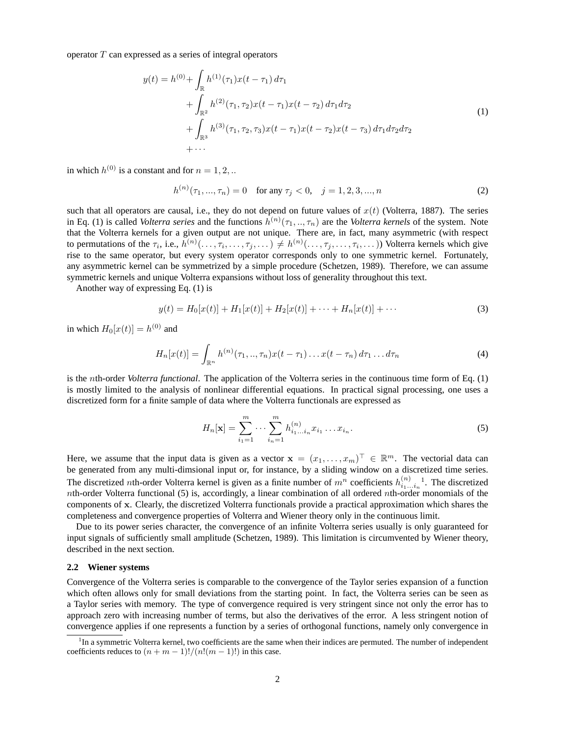operator $T$ can expressed as a series of integral operators

$$
\begin{aligned}
y(t) = h^{(0)} &+ \int_{\mathbb{R}} h^{(1)}(\tau_1) x(t-\tau_1)\, d\tau_1 \\
&+ \int_{\mathbb{R}^2} h^{(2)}(\tau_1, \tau_2) x(t-\tau_1) x(t-\tau_2)\, d\tau_1 d\tau_2 \\
&+ \int_{\mathbb{R}^3} h^{(3)}(\tau_1, \tau_2, \tau_3) x(t-\tau_1) x(t-\tau_2) x(t-\tau_3)\, d\tau_1 d\tau_2 d\tau_2 \\
&+ \cdots
\end{aligned}
\tag{1}
$$

in which $h^{(0)}$ is a constant and for $n = 1, 2, ..$

$$
h^{(n)}(\tau_1, ..., \tau_n) = 0 \quad \text{for any } \tau_j < 0, \quad j = 1, 2, 3, ..., n \tag{2}
$$

such that all operators are causal, i.e., they do not depend on future values of $x(t)$ (Volterra, 1887). The series in Eq. (1) is called ***Volterra series*** and the functions $h^{(n)}(\tau_1, .., \tau_n)$ are the ***Volterra kernels*** of the system. Note that the Volterra kernels for a given output are not unique. There are, in fact, many asymmetric (with respect to permutations of the $\tau_i$, i.e., $h^{(n)}(\ldots, \tau_i, \ldots, \tau_j, \ldots) \neq h^{(n)}(\ldots, \tau_j, \ldots, \tau_i, \ldots)$) Volterra kernels which give rise to the same operator, but every system operator corresponds only to one symmetric kernel. Fortunately, any asymmetric kernel can be symmetrized by a simple procedure (Schetzen, 1989). Therefore, we can assume symmetric kernels and unique Volterra expansions without loss of generality throughout this text.

Another way of expressing Eq. (1) is

$$
y(t) = H_0[x(t)] + H_1[x(t)] + H_2[x(t)] + \cdots + H_n[x(t)] + \cdots \tag{3}
$$

in which $H_0[x(t)] = h^{(0)}$ and

$$
H_n[x(t)] = \int_{\mathbb{R}^n} h^{(n)}(\tau_1, .., \tau_n) x(t-\tau_1) \ldots x(t-\tau_n)\, d\tau_1 \ldots d\tau_n \tag{4}
$$

is the $n$th-order ***Volterra functional***. The application of the Volterra series in the continuous time form of Eq. (1) is mostly limited to the analysis of nonlinear differential equations. In practical signal processing, one uses a discretized form for a finite sample of data where the Volterra functionals are expressed as

$$
H_n[\mathbf{x}] = \sum_{i_1=1}^{m} \cdots \sum_{i_n=1}^{m} h^{(n)}_{i_1 \ldots i_n} x_{i_1} \ldots x_{i_n}. \tag{5}
$$

Here, we assume that the input data is given as a vector $\mathbf{x} = (x_1, \ldots, x_m)^\top \in \mathbb{R}^m$. The vectorial data can be generated from any multi-dimsional input or, for instance, by a sliding window on a discretized time series. The discretized $n$th-order Volterra kernel is given as a finite number of $m^n$ coefficients $h^{(n)}_{i_1 \ldots i_n}$[1]. The discretized $n$th-order Volterra functional (5) is, accordingly, a linear combination of all ordered $n$th-order monomials of the components of $\mathbf{x}$. Clearly, the discretized Volterra functionals provide a practical approximation which shares the completeness and convergence properties of Volterra and Wiener theory only in the continuous limit.

Due to its power series character, the convergence of an infinite Volterra series usually is only guaranteed for input signals of sufficiently small amplitude (Schetzen, 1989). This limitation is circumvented by Wiener theory, described in the next section.

### 2.2 Wiener systems

Convergence of the Volterra series is comparable to the convergence of the Taylor series expansion of a function which often allows only for small deviations from the starting point. In fact, the Volterra series can be seen as a Taylor series with memory. The type of convergence required is very stringent since not only the error has to approach zero with increasing number of terms, but also the derivatives of the error. A less stringent notion of convergence applies if one represents a function by a series of orthogonal functions, namely only convergence in

[1] In a symmetric Volterra kernel, two coefficients are the same when their indices are permuted. The number of independent coefficients reduces to $(n + m - 1)!/(n!(m - 1)!)$ in this case.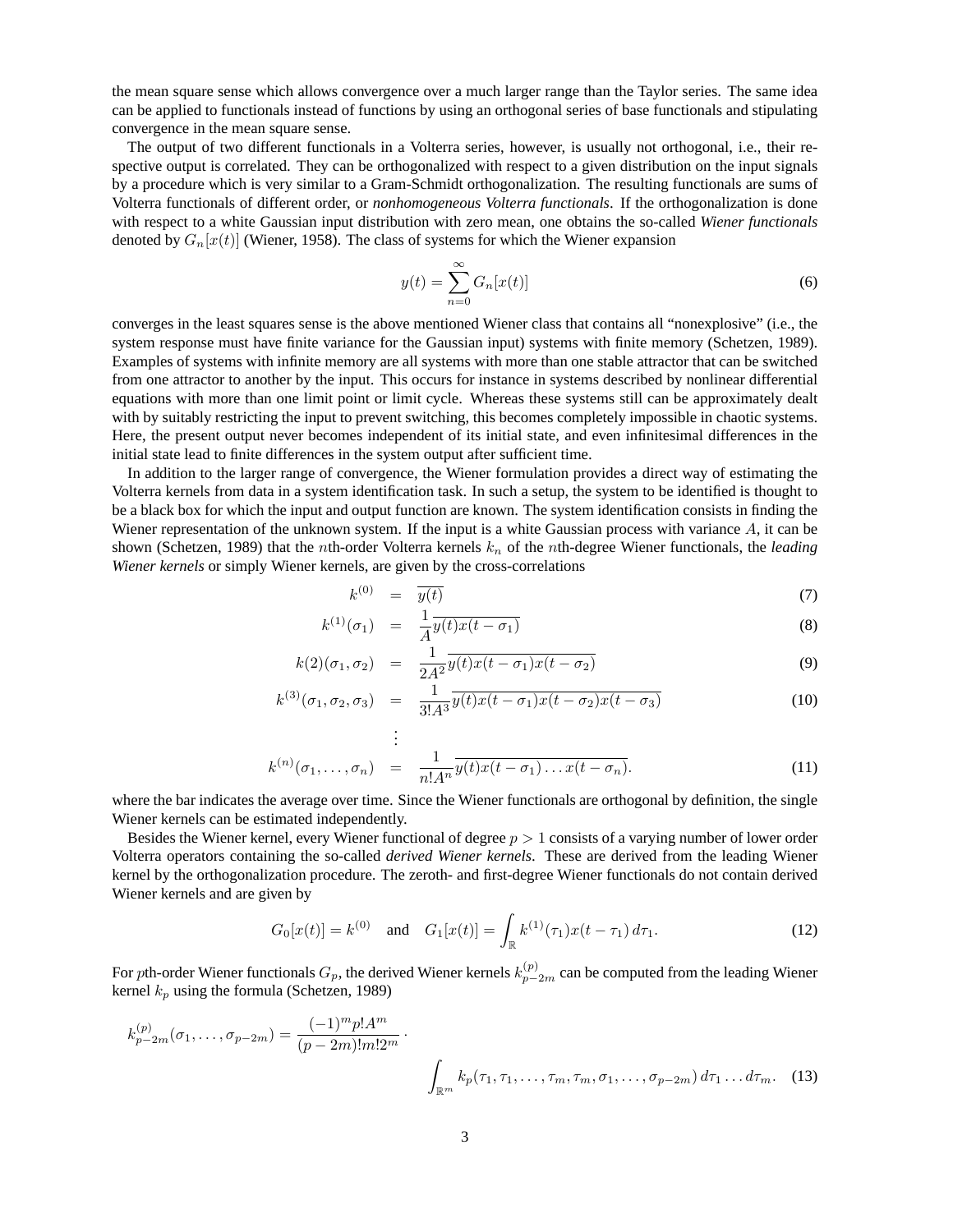the mean square sense which allows convergence over a much larger range than the Taylor series. The same idea can be applied to functionals instead of functions by using an orthogonal series of base functionals and stipulating convergence in the mean square sense.

The output of two different functionals in a Volterra series, however, is usually not orthogonal, i.e., their respective output is correlated. They can be orthogonalized with respect to a given distribution on the input signals by a procedure which is very similar to a Gram-Schmidt orthogonalization. The resulting functionals are sums of Volterra functionals of different order, or *nonhomogeneous Volterra functionals*. If the orthogonalization is done with respect to a white Gaussian input distribution with zero mean, one obtains the so-called *Wiener functionals* denoted by $G_n[x(t)]$ (Wiener, 1958). The class of systems for which the Wiener expansion

$$y(t) = \sum_{n=0}^{\infty} G_n[x(t)] \tag{6}$$

converges in the least squares sense is the above mentioned Wiener class that contains all "nonexplosive" (i.e., the system response must have finite variance for the Gaussian input) systems with finite memory (Schetzen, 1989). Examples of systems with infinite memory are all systems with more than one stable attractor that can be switched from one attractor to another by the input. This occurs for instance in systems described by nonlinear differential equations with more than one limit point or limit cycle. Whereas these systems still can be approximately dealt with by suitably restricting the input to prevent switching, this becomes completely impossible in chaotic systems. Here, the present output never becomes independent of its initial state, and even infinitesimal differences in the initial state lead to finite differences in the system output after sufficient time.

In addition to the larger range of convergence, the Wiener formulation provides a direct way of estimating the Volterra kernels from data in a system identification task. In such a setup, the system to be identified is thought to be a black box for which the input and output function are known. The system identification consists in finding the Wiener representation of the unknown system. If the input is a white Gaussian process with variance $A$, it can be shown (Schetzen, 1989) that the $n$th-order Volterra kernels $k_n$ of the $n$th-degree Wiener functionals, the *leading Wiener kernels* or simply Wiener kernels, are given by the cross-correlations

$$k^{(0)} = \overline{y(t)} \tag{7}$$

$$k^{(1)}(\sigma_1) = \frac{1}{A}\overline{y(t)x(t-\sigma_1)} \tag{8}$$

$$k(2)(\sigma_1, \sigma_2) = \frac{1}{2A^2}\overline{y(t)x(t-\sigma_1)x(t-\sigma_2)} \tag{9}$$

$$k^{(3)}(\sigma_1, \sigma_2, \sigma_3) = \frac{1}{3!A^3}\overline{y(t)x(t-\sigma_1)x(t-\sigma_2)x(t-\sigma_3)} \tag{10}$$

$$\vdots$$

$$k^{(n)}(\sigma_1, \dots, \sigma_n) = \frac{1}{n!A^n}\overline{y(t)x(t-\sigma_1)\dots x(t-\sigma_n)}. \tag{11}$$

where the bar indicates the average over time. Since the Wiener functionals are orthogonal by definition, the single Wiener kernels can be estimated independently.

Besides the Wiener kernel, every Wiener functional of degree $p > 1$ consists of a varying number of lower order Volterra operators containing the so-called *derived Wiener kernels*. These are derived from the leading Wiener kernel by the orthogonalization procedure. The zeroth- and first-degree Wiener functionals do not contain derived Wiener kernels and are given by

$$G_0[x(t)] = k^{(0)} \quad \text{and} \quad G_1[x(t)] = \int_{\mathbb{R}} k^{(1)}(\tau_1)x(t-\tau_1)\,d\tau_1. \tag{12}$$

For $p$th-order Wiener functionals $G_p$, the derived Wiener kernels $k_{p-2m}^{(p)}$ can be computed from the leading Wiener kernel $k_p$ using the formula (Schetzen, 1989)

$$k_{p-2m}^{(p)}(\sigma_1, \dots, \sigma_{p-2m}) = \frac{(-1)^m p! A^m}{(p-2m)!m!2^m} \cdot \int_{\mathbb{R}^m} k_p(\tau_1, \tau_1, \dots, \tau_m, \tau_m, \sigma_1, \dots, \sigma_{p-2m})\,d\tau_1 \dots d\tau_m. \tag{13}$$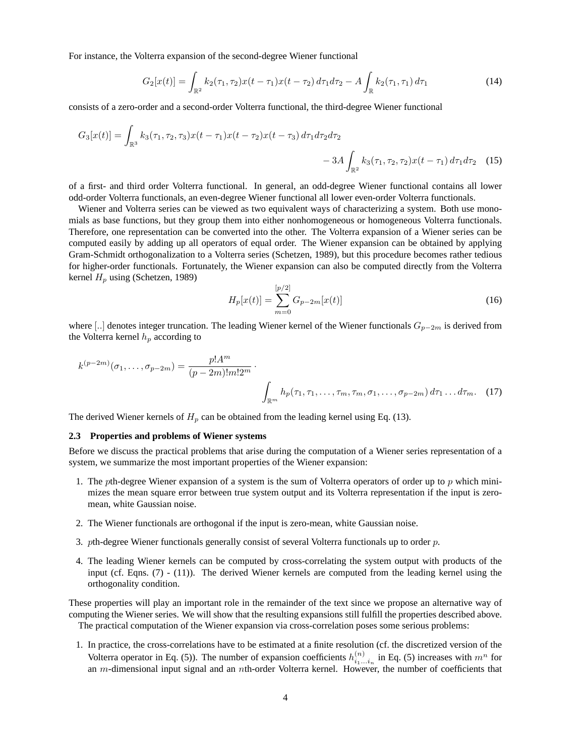For instance, the Volterra expansion of the second-degree Wiener functional

$$G_2[x(t)] = \int_{\mathbb{R}^2} k_2(\tau_1, \tau_2) x(t - \tau_1) x(t - \tau_2)\, d\tau_1 d\tau_2 - A \int_{\mathbb{R}} k_2(\tau_1, \tau_1)\, d\tau_1 \tag{14}$$

consists of a zero-order and a second-order Volterra functional, the third-degree Wiener functional

$$G_3[x(t)] = \int_{\mathbb{R}^3} k_3(\tau_1, \tau_2, \tau_3) x(t - \tau_1) x(t - \tau_2) x(t - \tau_3)\, d\tau_1 d\tau_2 d\tau_2 - 3A \int_{\mathbb{R}^2} k_3(\tau_1, \tau_2, \tau_2) x(t - \tau_1)\, d\tau_1 d\tau_2 \tag{15}$$

of a first- and third order Volterra functional. In general, an odd-degree Wiener functional contains all lower odd-order Volterra functionals, an even-degree Wiener functional all lower even-order Volterra functionals.

Wiener and Volterra series can be viewed as two equivalent ways of characterizing a system. Both use monomials as base functions, but they group them into either nonhomogeneous or homogeneous Volterra functionals. Therefore, one representation can be converted into the other. The Volterra expansion of a Wiener series can be computed easily by adding up all operators of equal order. The Wiener expansion can be obtained by applying Gram-Schmidt orthogonalization to a Volterra series (Schetzen, 1989), but this procedure becomes rather tedious for higher-order functionals. Fortunately, the Wiener expansion can also be computed directly from the Volterra kernel $H_p$ using (Schetzen, 1989)

$$H_p[x(t)] = \sum_{m=0}^{[p/2]} G_{p-2m}[x(t)] \tag{16}$$

where [..] denotes integer truncation. The leading Wiener kernel of the Wiener functionals $G_{p-2m}$ is derived from the Volterra kernel $h_p$ according to

$$k^{(p-2m)}(\sigma_1, \ldots, \sigma_{p-2m}) = \frac{p! A^m}{(p-2m)! m! 2^m} \cdot \int_{\mathbb{R}^m} h_p(\tau_1, \tau_1, \ldots, \tau_m, \tau_m, \sigma_1, \ldots, \sigma_{p-2m})\, d\tau_1 \ldots d\tau_m. \tag{17}$$

The derived Wiener kernels of $H_p$ can be obtained from the leading kernel using Eq. (13).

### 2.3 Properties and problems of Wiener systems

Before we discuss the practical problems that arise during the computation of a Wiener series representation of a system, we summarize the most important properties of the Wiener expansion:

1. The $p$th-degree Wiener expansion of a system is the sum of Volterra operators of order up to $p$ which minimizes the mean square error between true system output and its Volterra representation if the input is zero-mean, white Gaussian noise.
2. The Wiener functionals are orthogonal if the input is zero-mean, white Gaussian noise.
3. $p$th-degree Wiener functionals generally consist of several Volterra functionals up to order $p$.
4. The leading Wiener kernels can be computed by cross-correlating the system output with products of the input (cf. Eqns. (7) - (11)). The derived Wiener kernels are computed from the leading kernel using the orthogonality condition.

These properties will play an important role in the remainder of the text since we propose an alternative way of computing the Wiener series. We will show that the resulting expansions still fulfill the properties described above.

The practical computation of the Wiener expansion via cross-correlation poses some serious problems:

1. In practice, the cross-correlations have to be estimated at a finite resolution (cf. the discretized version of the Volterra operator in Eq. (5)). The number of expansion coefficients $h^{(n)}_{i_1 \ldots i_n}$ in Eq. (5) increases with $m^n$ for an $m$-dimensional input signal and an $n$th-order Volterra kernel. However, the number of coefficients that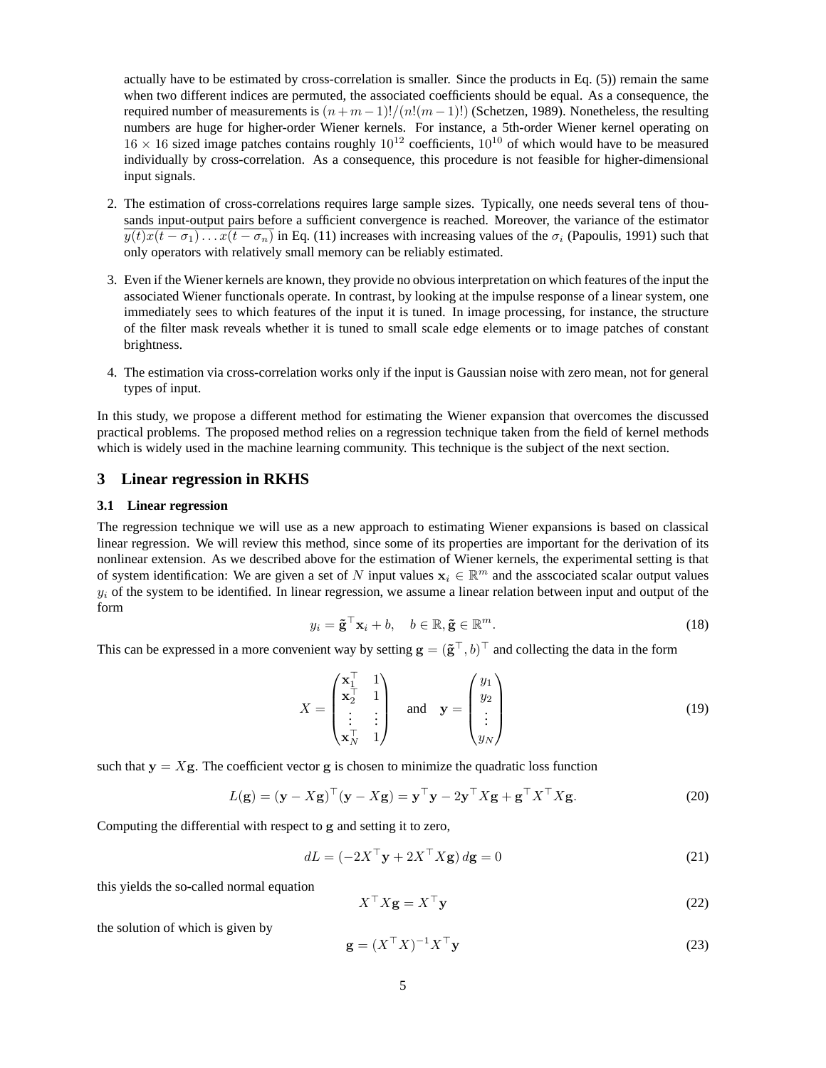actually have to be estimated by cross-correlation is smaller. Since the products in Eq. (5)) remain the same when two different indices are permuted, the associated coefficients should be equal. As a consequence, the required number of measurements is $(n+m-1)!/(n!(m-1)!)$ (Schetzen, 1989). Nonetheless, the resulting numbers are huge for higher-order Wiener kernels. For instance, a 5th-order Wiener kernel operating on $16 \times 16$ sized image patches contains roughly $10^{12}$ coefficients, $10^{10}$ of which would have to be measured individually by cross-correlation. As a consequence, this procedure is not feasible for higher-dimensional input signals.

2. The estimation of cross-correlations requires large sample sizes. Typically, one needs several tens of thousands input-output pairs before a sufficient convergence is reached. Moreover, the variance of the estimator $\overline{y(t)x(t-\sigma_1)\dots x(t-\sigma_n)}$ in Eq. (11) increases with increasing values of the $\sigma_i$ (Papoulis, 1991) such that only operators with relatively small memory can be reliably estimated.

3. Even if the Wiener kernels are known, they provide no obvious interpretation on which features of the input the associated Wiener functionals operate. In contrast, by looking at the impulse response of a linear system, one immediately sees to which features of the input it is tuned. In image processing, for instance, the structure of the filter mask reveals whether it is tuned to small scale edge elements or to image patches of constant brightness.

4. The estimation via cross-correlation works only if the input is Gaussian noise with zero mean, not for general types of input.

In this study, we propose a different method for estimating the Wiener expansion that overcomes the discussed practical problems. The proposed method relies on a regression technique taken from the field of kernel methods which is widely used in the machine learning community. This technique is the subject of the next section.

## 3 Linear regression in RKHS

### 3.1 Linear regression

The regression technique we will use as a new approach to estimating Wiener expansions is based on classical linear regression. We will review this method, since some of its properties are important for the derivation of its nonlinear extension. As we described above for the estimation of Wiener kernels, the experimental setting is that of system identification: We are given a set of $N$ input values $\mathbf{x}_i \in \mathbb{R}^m$ and the asscociated scalar output values $y_i$ of the system to be identified. In linear regression, we assume a linear relation between input and output of the form

$$y_i = \tilde{\mathbf{g}}^\top \mathbf{x}_i + b, \quad b \in \mathbb{R}, \tilde{\mathbf{g}} \in \mathbb{R}^m. \tag{18}$$

This can be expressed in a more convenient way by setting $\mathbf{g} = (\tilde{\mathbf{g}}^\top, b)^\top$ and collecting the data in the form

$$X = \begin{pmatrix} \mathbf{x}_1^\top & 1 \\ \mathbf{x}_2^\top & 1 \\ \vdots & \vdots \\ \mathbf{x}_N^\top & 1 \end{pmatrix} \quad \text{and} \quad \mathbf{y} = \begin{pmatrix} y_1 \\ y_2 \\ \vdots \\ y_N \end{pmatrix} \tag{19}$$

such that $\mathbf{y} = X\mathbf{g}$. The coefficient vector $\mathbf{g}$ is chosen to minimize the quadratic loss function

$$L(\mathbf{g}) = (\mathbf{y} - X\mathbf{g})^\top(\mathbf{y} - X\mathbf{g}) = \mathbf{y}^\top\mathbf{y} - 2\mathbf{y}^\top X\mathbf{g} + \mathbf{g}^\top X^\top X\mathbf{g}. \tag{20}$$

Computing the differential with respect to $\mathbf{g}$ and setting it to zero,

$$dL = (-2X^\top\mathbf{y} + 2X^\top X\mathbf{g})\, d\mathbf{g} = 0 \tag{21}$$

this yields the so-called normal equation

$$X^\top X\mathbf{g} = X^\top\mathbf{y} \tag{22}$$

the solution of which is given by

$$\mathbf{g} = (X^\top X)^{-1}X^\top\mathbf{y} \tag{23}$$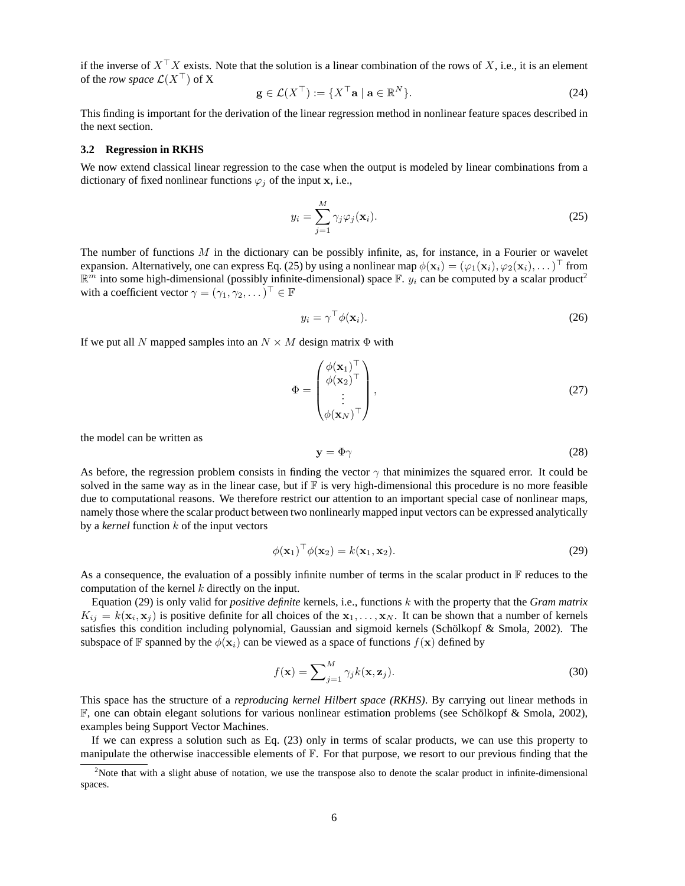if the inverse of $X^\top X$ exists. Note that the solution is a linear combination of the rows of $X$, i.e., it is an element of the *row space* $\mathcal{L}(X^\top)$ of X

$$\mathbf{g} \in \mathcal{L}(X^\top) := \{X^\top \mathbf{a} \mid \mathbf{a} \in \mathbb{R}^N\}. \tag{24}$$

This finding is important for the derivation of the linear regression method in nonlinear feature spaces described in the next section.

### 3.2 Regression in RKHS

We now extend classical linear regression to the case when the output is modeled by linear combinations from a dictionary of fixed nonlinear functions $\varphi_j$ of the input $\mathbf{x}$, i.e.,

$$y_i = \sum_{j=1}^{M} \gamma_j \varphi_j(\mathbf{x}_i). \tag{25}$$

The number of functions $M$ in the dictionary can be possibly infinite, as, for instance, in a Fourier or wavelet expansion. Alternatively, one can express Eq. (25) by using a nonlinear map $\phi(\mathbf{x}_i) = (\varphi_1(\mathbf{x}_i), \varphi_2(\mathbf{x}_i), \dots)^\top$ from $\mathbb{R}^m$ into some high-dimensional (possibly infinite-dimensional) space $\mathbb{F}$. $y_i$ can be computed by a scalar product[2] with a coefficient vector $\gamma = (\gamma_1, \gamma_2, \dots)^\top \in \mathbb{F}$

$$y_i = \gamma^\top \phi(\mathbf{x}_i). \tag{26}$$

If we put all $N$ mapped samples into an $N \times M$ design matrix $\Phi$ with

$$\Phi = \begin{pmatrix} \phi(\mathbf{x}_1)^\top \\ \phi(\mathbf{x}_2)^\top \\ \vdots \\ \phi(\mathbf{x}_N)^\top \end{pmatrix}, \tag{27}$$

the model can be written as

$$\mathbf{y} = \Phi\gamma \tag{28}$$

As before, the regression problem consists in finding the vector $\gamma$ that minimizes the squared error. It could be solved in the same way as in the linear case, but if $\mathbb{F}$ is very high-dimensional this procedure is no more feasible due to computational reasons. We therefore restrict our attention to an important special case of nonlinear maps, namely those where the scalar product between two nonlinearly mapped input vectors can be expressed analytically by a *kernel* function $k$ of the input vectors

$$\phi(\mathbf{x}_1)^\top \phi(\mathbf{x}_2) = k(\mathbf{x}_1, \mathbf{x}_2). \tag{29}$$

As a consequence, the evaluation of a possibly infinite number of terms in the scalar product in $\mathbb{F}$ reduces to the computation of the kernel $k$ directly on the input.

Equation (29) is only valid for *positive definite* kernels, i.e., functions $k$ with the property that the *Gram matrix* $K_{ij} = k(\mathbf{x}_i, \mathbf{x}_j)$ is positive definite for all choices of the $\mathbf{x}_1, \dots, \mathbf{x}_N$. It can be shown that a number of kernels satisfies this condition including polynomial, Gaussian and sigmoid kernels (Schölkopf & Smola, 2002). The subspace of $\mathbb{F}$ spanned by the $\phi(\mathbf{x}_i)$ can be viewed as a space of functions $f(\mathbf{x})$ defined by

$$f(\mathbf{x}) = \sum\nolimits_{j=1}^{M} \gamma_j k(\mathbf{x}, \mathbf{z}_j). \tag{30}$$

This space has the structure of a *reproducing kernel Hilbert space (RKHS)*. By carrying out linear methods in $\mathbb{F}$, one can obtain elegant solutions for various nonlinear estimation problems (see Schölkopf & Smola, 2002), examples being Support Vector Machines.

If we can express a solution such as Eq. (23) only in terms of scalar products, we can use this property to manipulate the otherwise inaccessible elements of $\mathbb{F}$. For that purpose, we resort to our previous finding that the

[2] Note that with a slight abuse of notation, we use the transpose also to denote the scalar product in infinite-dimensional spaces.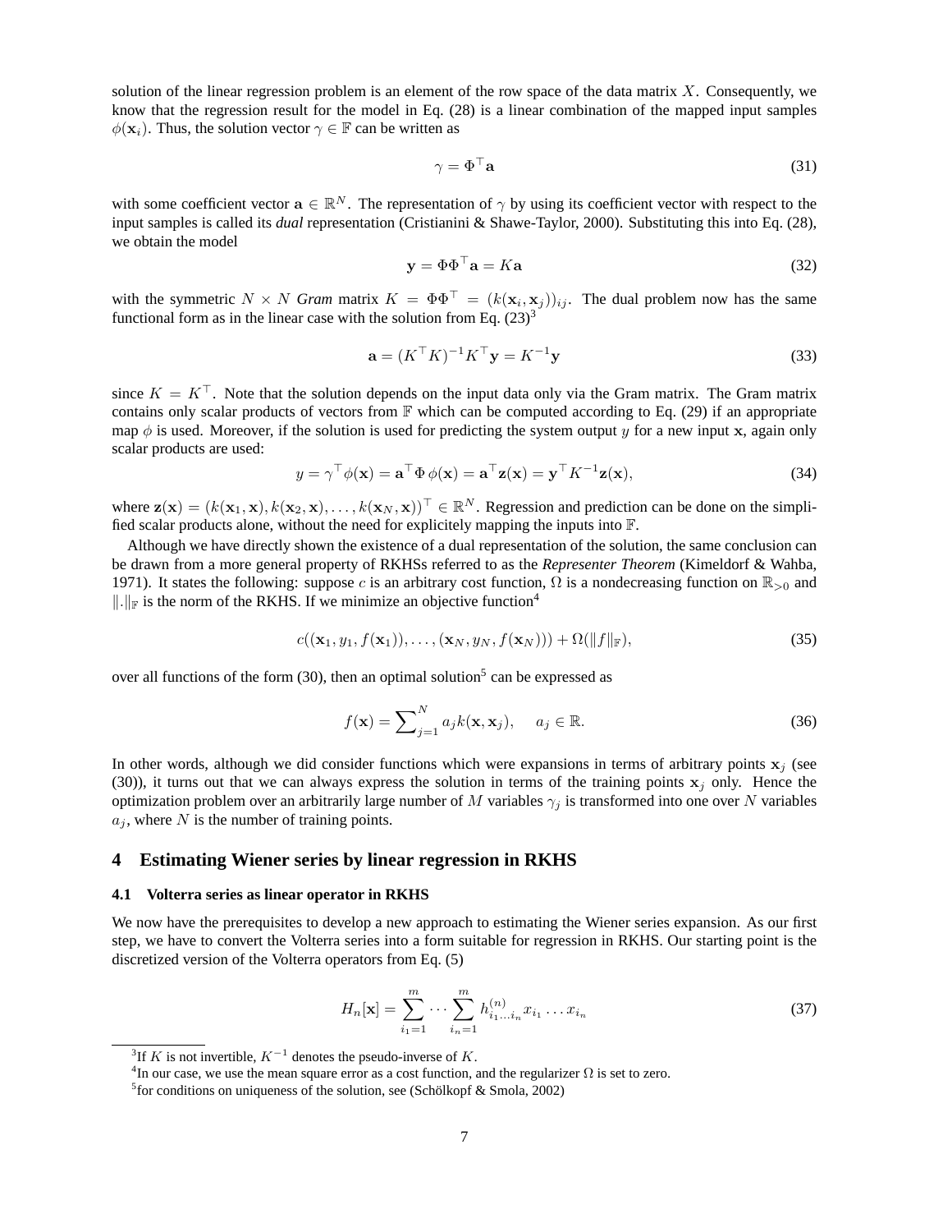solution of the linear regression problem is an element of the row space of the data matrix $X$. Consequently, we know that the regression result for the model in Eq. (28) is a linear combination of the mapped input samples $\phi(\mathbf{x}_i)$. Thus, the solution vector $\gamma \in \mathbb{F}$ can be written as

$$\gamma = \Phi^\top \mathbf{a} \tag{31}$$

with some coefficient vector $\mathbf{a} \in \mathbb{R}^N$. The representation of $\gamma$ by using its coefficient vector with respect to the input samples is called its *dual* representation (Cristianini & Shawe-Taylor, 2000). Substituting this into Eq. (28), we obtain the model

$$\mathbf{y} = \Phi\Phi^\top \mathbf{a} = K\mathbf{a} \tag{32}$$

with the symmetric $N \times N$ *Gram* matrix $K = \Phi\Phi^\top = (k(\mathbf{x}_i, \mathbf{x}_j))_{ij}$. The dual problem now has the same functional form as in the linear case with the solution from Eq. (23)[3]

$$\mathbf{a} = (K^\top K)^{-1} K^\top \mathbf{y} = K^{-1}\mathbf{y} \tag{33}$$

since $K = K^\top$. Note that the solution depends on the input data only via the Gram matrix. The Gram matrix contains only scalar products of vectors from $\mathbb{F}$ which can be computed according to Eq. (29) if an appropriate map $\phi$ is used. Moreover, if the solution is used for predicting the system output $y$ for a new input $\mathbf{x}$, again only scalar products are used:

$$y = \gamma^\top \phi(\mathbf{x}) = \mathbf{a}^\top \Phi\, \phi(\mathbf{x}) = \mathbf{a}^\top \mathbf{z}(\mathbf{x}) = \mathbf{y}^\top K^{-1} \mathbf{z}(\mathbf{x}), \tag{34}$$

where $\mathbf{z}(\mathbf{x}) = (k(\mathbf{x}_1, \mathbf{x}), k(\mathbf{x}_2, \mathbf{x}), \ldots, k(\mathbf{x}_N, \mathbf{x}))^\top \in \mathbb{R}^N$. Regression and prediction can be done on the simplified scalar products alone, without the need for explicitely mapping the inputs into $\mathbb{F}$.

Although we have directly shown the existence of a dual representation of the solution, the same conclusion can be drawn from a more general property of RKHSs referred to as the *Representer Theorem* (Kimeldorf & Wahba, 1971). It states the following: suppose $c$ is an arbitrary cost function, $\Omega$ is a nondecreasing function on $\mathbb{R}_{>0}$ and $\|.\|_{\mathbb{F}}$ is the norm of the RKHS. If we minimize an objective function[4]

$$c((\mathbf{x}_1, y_1, f(\mathbf{x}_1)), \ldots, (\mathbf{x}_N, y_N, f(\mathbf{x}_N))) + \Omega(\|f\|_{\mathbb{F}}), \tag{35}$$

over all functions of the form (30), then an optimal solution[5] can be expressed as

$$f(\mathbf{x}) = \sum\nolimits_{j=1}^{N} a_j k(\mathbf{x}, \mathbf{x}_j), \qquad a_j \in \mathbb{R}. \tag{36}$$

In other words, although we did consider functions which were expansions in terms of arbitrary points $\mathbf{x}_j$ (see (30)), it turns out that we can always express the solution in terms of the training points $\mathbf{x}_j$ only. Hence the optimization problem over an arbitrarily large number of $M$ variables $\gamma_j$ is transformed into one over $N$ variables $a_j$, where $N$ is the number of training points.

## 4 Estimating Wiener series by linear regression in RKHS

### 4.1 Volterra series as linear operator in RKHS

We now have the prerequisites to develop a new approach to estimating the Wiener series expansion. As our first step, we have to convert the Volterra series into a form suitable for regression in RKHS. Our starting point is the discretized version of the Volterra operators from Eq. (5)

$$H_n[\mathbf{x}] = \sum_{i_1=1}^{m} \cdots \sum_{i_n=1}^{m} h^{(n)}_{i_1 \ldots i_n} x_{i_1} \ldots x_{i_n} \tag{37}$$

---

[3] If $K$ is not invertible, $K^{-1}$ denotes the pseudo-inverse of $K$.

[4] In our case, we use the mean square error as a cost function, and the regularizer $\Omega$ is set to zero.

[5] for conditions on uniqueness of the solution, see (Schölkopf & Smola, 2002)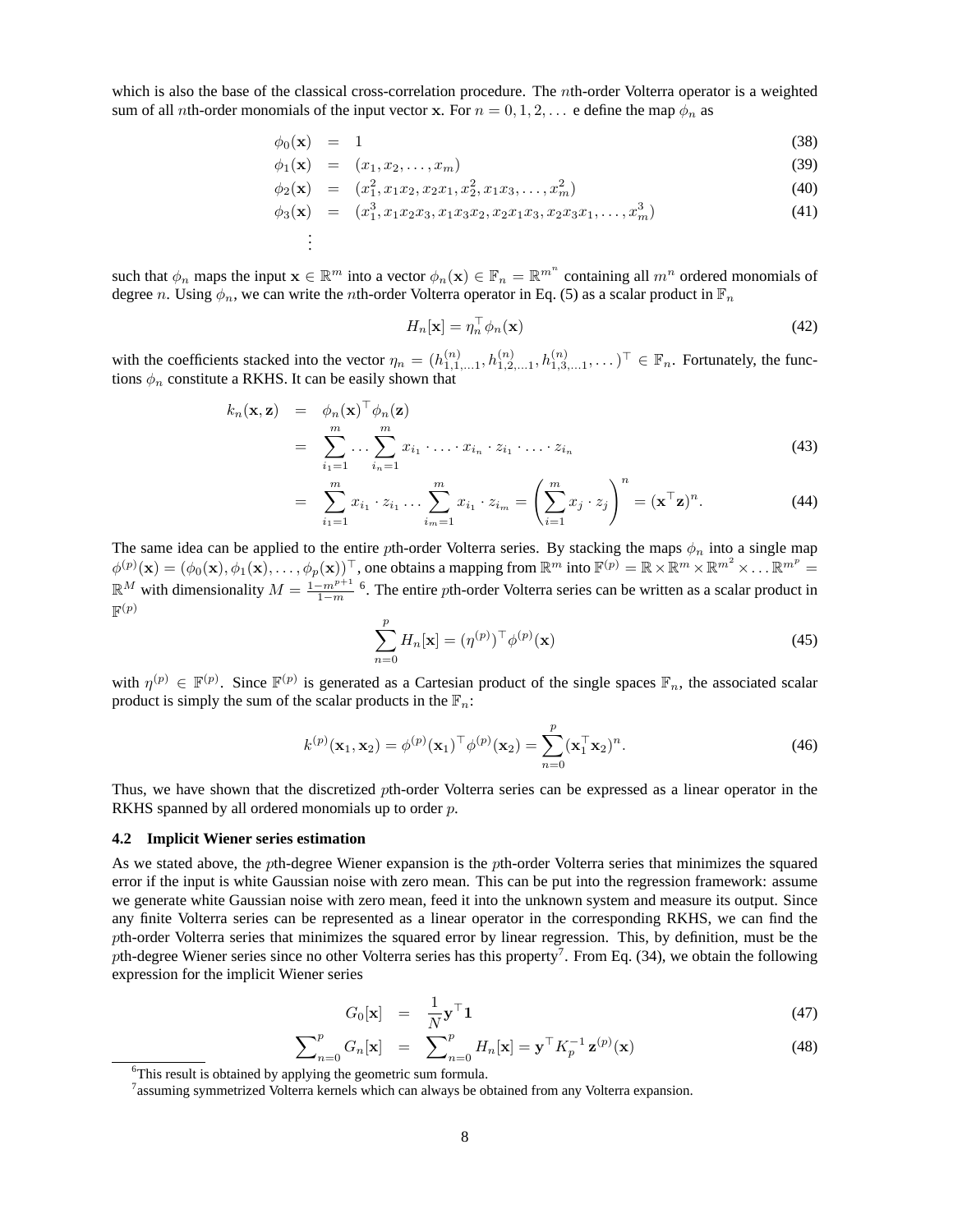which is also the base of the classical cross-correlation procedure. The $n$th-order Volterra operator is a weighted sum of all $n$th-order monomials of the input vector $\mathbf{x}$. For $n = 0, 1, 2, \ldots$ e define the map $\phi_n$ as

$$
\begin{aligned}
\phi_0(\mathbf{x}) &= 1 && (38)\\
\phi_1(\mathbf{x}) &= (x_1, x_2, \ldots, x_m) && (39)\\
\phi_2(\mathbf{x}) &= (x_1^2, x_1x_2, x_2x_1, x_2^2, x_1x_3, \ldots, x_m^2) && (40)\\
\phi_3(\mathbf{x}) &= (x_1^3, x_1x_2x_3, x_1x_3x_2, x_2x_1x_3, x_2x_3x_1, \ldots, x_m^3) && (41)\\
&\vdots
\end{aligned}
$$

such that $\phi_n$ maps the input $\mathbf{x} \in \mathbb{R}^m$ into a vector $\phi_n(\mathbf{x}) \in \mathbb{F}_n = \mathbb{R}^{m^n}$ containing all $m^n$ ordered monomials of degree $n$. Using $\phi_n$, we can write the $n$th-order Volterra operator in Eq. (5) as a scalar product in $\mathbb{F}_n$

$$
H_n[\mathbf{x}] = \eta_n^\top \phi_n(\mathbf{x}) \tag{42}
$$

with the coefficients stacked into the vector $\eta_n = (h_{1,1,\ldots 1}^{(n)}, h_{1,2,\ldots 1}^{(n)}, h_{1,3,\ldots 1}^{(n)}, \ldots)^\top \in \mathbb{F}_n$. Fortunately, the functions $\phi_n$ constitute a RKHS. It can be easily shown that

$$
\begin{aligned}
k_n(\mathbf{x}, \mathbf{z}) &= \phi_n(\mathbf{x})^\top \phi_n(\mathbf{z})\\
&= \sum_{i_1=1}^{m} \ldots \sum_{i_n=1}^{m} x_{i_1} \cdot \ldots \cdot x_{i_n} \cdot z_{i_1} \cdot \ldots \cdot z_{i_n} && (43)\\
&= \sum_{i_1=1}^{m} x_{i_1} \cdot z_{i_1} \ldots \sum_{i_m=1}^{m} x_{i_1} \cdot z_{i_m} = \left( \sum_{i=1}^{m} x_j \cdot z_j \right)^n = (\mathbf{x}^\top \mathbf{z})^n. && (44)
\end{aligned}
$$

The same idea can be applied to the entire $p$th-order Volterra series. By stacking the maps $\phi_n$ into a single map $\phi^{(p)}(\mathbf{x}) = (\phi_0(\mathbf{x}), \phi_1(\mathbf{x}), \ldots, \phi_p(\mathbf{x}))^\top$, one obtains a mapping from $\mathbb{R}^m$ into $\mathbb{F}^{(p)} = \mathbb{R} \times \mathbb{R}^m \times \mathbb{R}^{m^2} \times \ldots \mathbb{R}^{m^p} = \mathbb{R}^M$ with dimensionality $M = \frac{1-m^{p+1}}{1-m}$ [6]. The entire $p$th-order Volterra series can be written as a scalar product in $\mathbb{F}^{(p)}$

$$
\sum_{n=0}^{p} H_n[\mathbf{x}] = (\eta^{(p)})^\top \phi^{(p)}(\mathbf{x}) \tag{45}
$$

with $\eta^{(p)} \in \mathbb{F}^{(p)}$. Since $\mathbb{F}^{(p)}$ is generated as a Cartesian product of the single spaces $\mathbb{F}_n$, the associated scalar product is simply the sum of the scalar products in the $\mathbb{F}_n$:

$$
k^{(p)}(\mathbf{x}_1, \mathbf{x}_2) = \phi^{(p)}(\mathbf{x}_1)^\top \phi^{(p)}(\mathbf{x}_2) = \sum_{n=0}^{p} (\mathbf{x}_1^\top \mathbf{x}_2)^n. \tag{46}
$$

Thus, we have shown that the discretized $p$th-order Volterra series can be expressed as a linear operator in the RKHS spanned by all ordered monomials up to order $p$.

### 4.2 Implicit Wiener series estimation

As we stated above, the $p$th-degree Wiener expansion is the $p$th-order Volterra series that minimizes the squared error if the input is white Gaussian noise with zero mean. This can be put into the regression framework: assume we generate white Gaussian noise with zero mean, feed it into the unknown system and measure its output. Since any finite Volterra series can be represented as a linear operator in the corresponding RKHS, we can find the $p$th-order Volterra series that minimizes the squared error by linear regression. This, by definition, must be the $p$th-degree Wiener series since no other Volterra series has this property[7]. From Eq. (34), we obtain the following expression for the implicit Wiener series

$$
\begin{aligned}
G_0[\mathbf{x}] &= \frac{1}{N} \mathbf{y}^\top \mathbf{1} && (47)\\
\sum\nolimits_{n=0}^{p} G_n[\mathbf{x}] &= \sum\nolimits_{n=0}^{p} H_n[\mathbf{x}] = \mathbf{y}^\top K_p^{-1} \mathbf{z}^{(p)}(\mathbf{x}) && (48)
\end{aligned}
$$

[6] This result is obtained by applying the geometric sum formula.

[7] assuming symmetrized Volterra kernels which can always be obtained from any Volterra expansion.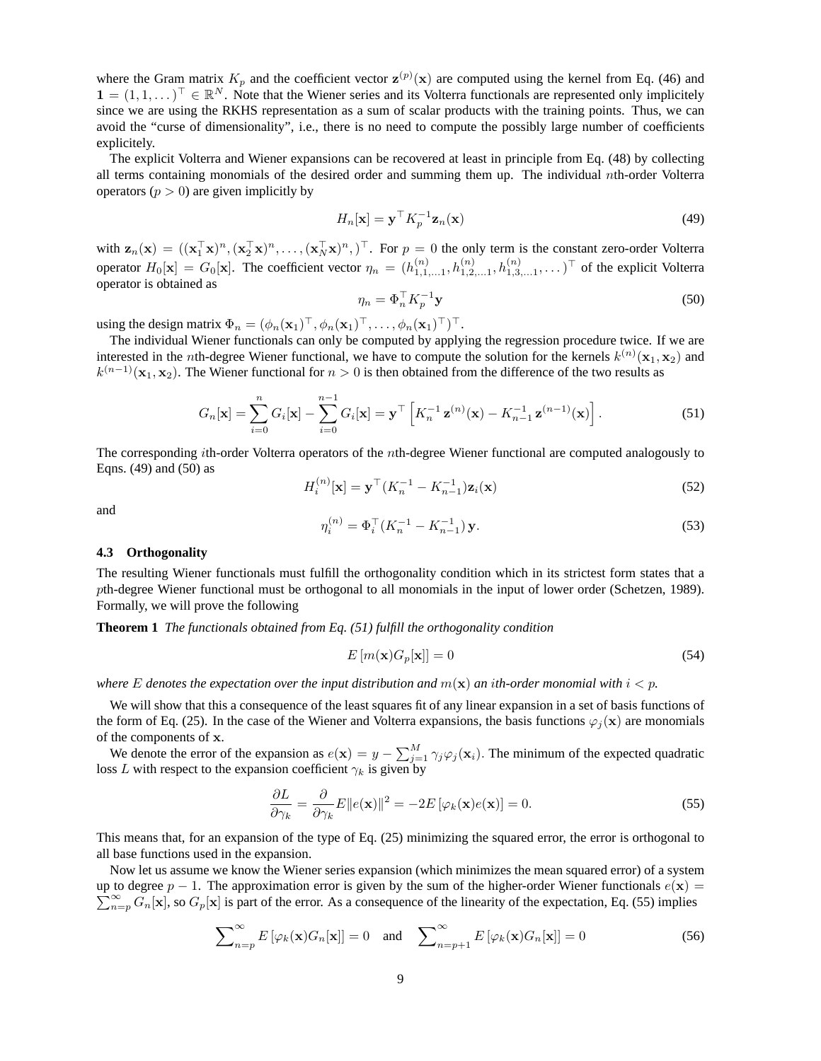where the Gram matrix $K_p$ and the coefficient vector $\mathbf{z}^{(p)}(\mathbf{x})$ are computed using the kernel from Eq. (46) and $\mathbf{1} = (1, 1, \dots)^\top \in \mathbb{R}^N$. Note that the Wiener series and its Volterra functionals are represented only implicitely since we are using the RKHS representation as a sum of scalar products with the training points. Thus, we can avoid the "curse of dimensionality", i.e., there is no need to compute the possibly large number of coefficients explicitely.

The explicit Volterra and Wiener expansions can be recovered at least in principle from Eq. (48) by collecting all terms containing monomials of the desired order and summing them up. The individual $n$th-order Volterra operators ($p > 0$) are given implicitly by

$$H_n[\mathbf{x}] = \mathbf{y}^\top K_p^{-1} \mathbf{z}_n(\mathbf{x}) \tag{49}$$

with $\mathbf{z}_n(\mathbf{x}) = ((\mathbf{x}_1^\top \mathbf{x})^n, (\mathbf{x}_2^\top \mathbf{x})^n, \dots, (\mathbf{x}_N^\top \mathbf{x})^n,)^\top$. For $p = 0$ the only term is the constant zero-order Volterra operator $H_0[\mathbf{x}] = G_0[\mathbf{x}]$. The coefficient vector $\eta_n = (h_{1,1,\dots 1}^{(n)}, h_{1,2,\dots 1}^{(n)}, h_{1,3,\dots 1}^{(n)}, \dots)^\top$ of the explicit Volterra operator is obtained as

$$\eta_n = \Phi_n^\top K_p^{-1} \mathbf{y} \tag{50}$$

using the design matrix $\Phi_n = (\phi_n(\mathbf{x}_1)^\top, \phi_n(\mathbf{x}_1)^\top, \dots, \phi_n(\mathbf{x}_1)^\top)^\top$.

The individual Wiener functionals can only be computed by applying the regression procedure twice. If we are interested in the $n$th-degree Wiener functional, we have to compute the solution for the kernels $k^{(n)}(\mathbf{x}_1, \mathbf{x}_2)$ and $k^{(n-1)}(\mathbf{x}_1, \mathbf{x}_2)$. The Wiener functional for $n > 0$ is then obtained from the difference of the two results as

$$G_n[\mathbf{x}] = \sum_{i=0}^{n} G_i[\mathbf{x}] - \sum_{i=0}^{n-1} G_i[\mathbf{x}] = \mathbf{y}^\top \left[ K_n^{-1}\, \mathbf{z}^{(n)}(\mathbf{x}) - K_{n-1}^{-1}\, \mathbf{z}^{(n-1)}(\mathbf{x}) \right]. \tag{51}$$

The corresponding $i$th-order Volterra operators of the $n$th-degree Wiener functional are computed analogously to Eqns. (49) and (50) as

$$H_i^{(n)}[\mathbf{x}] = \mathbf{y}^\top (K_n^{-1} - K_{n-1}^{-1}) \mathbf{z}_i(\mathbf{x}) \tag{52}$$

and

$$\eta_i^{(n)} = \Phi_i^\top (K_n^{-1} - K_{n-1}^{-1})\, \mathbf{y}. \tag{53}$$

### 4.3 Orthogonality

The resulting Wiener functionals must fulfill the orthogonality condition which in its strictest form states that a $p$th-degree Wiener functional must be orthogonal to all monomials in the input of lower order (Schetzen, 1989). Formally, we will prove the following

**Theorem 1** *The functionals obtained from Eq. (51) fulfill the orthogonality condition*

$$E\left[m(\mathbf{x}) G_p[\mathbf{x}]\right] = 0 \tag{54}$$

*where $E$ denotes the expectation over the input distribution and $m(\mathbf{x})$ an $i$th-order monomial with $i < p$.*

We will show that this a consequence of the least squares fit of any linear expansion in a set of basis functions of the form of Eq. (25). In the case of the Wiener and Volterra expansions, the basis functions $\varphi_j(\mathbf{x})$ are monomials of the components of $\mathbf{x}$.

We denote the error of the expansion as $e(\mathbf{x}) = y - \sum_{j=1}^{M} \gamma_j \varphi_j(\mathbf{x}_i)$. The minimum of the expected quadratic loss $L$ with respect to the expansion coefficient $\gamma_k$ is given by

$$\frac{\partial L}{\partial \gamma_k} = \frac{\partial}{\partial \gamma_k} E\|e(\mathbf{x})\|^2 = -2E\left[\varphi_k(\mathbf{x}) e(\mathbf{x})\right] = 0. \tag{55}$$

This means that, for an expansion of the type of Eq. (25) minimizing the squared error, the error is orthogonal to all base functions used in the expansion.

Now let us assume we know the Wiener series expansion (which minimizes the mean squared error) of a system up to degree $p - 1$. The approximation error is given by the sum of the higher-order Wiener functionals $e(\mathbf{x}) = \sum_{n=p}^{\infty} G_n[\mathbf{x}]$, so $G_p[\mathbf{x}]$ is part of the error. As a consequence of the linearity of the expectation, Eq. (55) implies

$$\sum\nolimits_{n=p}^{\infty} E\left[\varphi_k(\mathbf{x}) G_n[\mathbf{x}]\right] = 0 \quad \text{and} \quad \sum\nolimits_{n=p+1}^{\infty} E\left[\varphi_k(\mathbf{x}) G_n[\mathbf{x}]\right] = 0 \tag{56}$$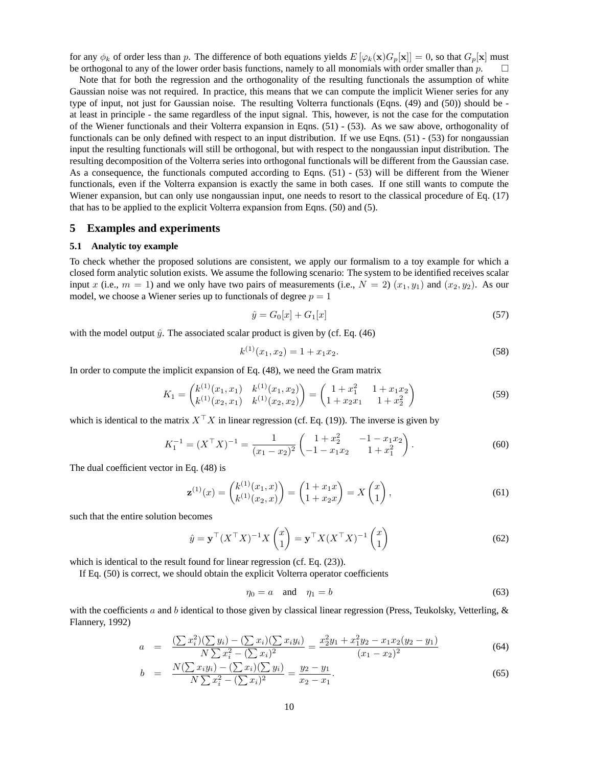for any $\phi_k$ of order less than $p$. The difference of both equations yields $E\left[\varphi_k(\mathbf{x})G_p[\mathbf{x}]\right] = 0$, so that $G_p[\mathbf{x}]$ must be orthogonal to any of the lower order basis functions, namely to all monomials with order smaller than $p$. $\square$

Note that for both the regression and the orthogonality of the resulting functionals the assumption of white Gaussian noise was not required. In practice, this means that we can compute the implicit Wiener series for any type of input, not just for Gaussian noise. The resulting Volterra functionals (Eqns. (49) and (50)) should be - at least in principle - the same regardless of the input signal. This, however, is not the case for the computation of the Wiener functionals and their Volterra expansion in Eqns. (51) - (53). As we saw above, orthogonality of functionals can be only defined with respect to an input distribution. If we use Eqns. (51) - (53) for nongaussian input the resulting functionals will still be orthogonal, but with respect to the nongaussian input distribution. The resulting decomposition of the Volterra series into orthogonal functionals will be different from the Gaussian case. As a consequence, the functionals computed according to Eqns. (51) - (53) will be different from the Wiener functionals, even if the Volterra expansion is exactly the same in both cases. If one still wants to compute the Wiener expansion, but can only use nongaussian input, one needs to resort to the classical procedure of Eq. (17) that has to be applied to the explicit Volterra expansion from Eqns. (50) and (5).

## 5 Examples and experiments

### 5.1 Analytic toy example

To check whether the proposed solutions are consistent, we apply our formalism to a toy example for which a closed form analytic solution exists. We assume the following scenario: The system to be identified receives scalar input $x$ (i.e., $m = 1$) and we only have two pairs of measurements (i.e., $N = 2$) $(x_1, y_1)$ and $(x_2, y_2)$. As our model, we choose a Wiener series up to functionals of degree $p = 1$

$$\hat{y} = G_0[x] + G_1[x] \tag{57}$$

with the model output $\hat{y}$. The associated scalar product is given by (cf. Eq. (46)

$$k^{(1)}(x_1, x_2) = 1 + x_1 x_2. \tag{58}$$

In order to compute the implicit expansion of Eq. (48), we need the Gram matrix

$$K_1 = \begin{pmatrix} k^{(1)}(x_1, x_1) & k^{(1)}(x_1, x_2) \\ k^{(1)}(x_2, x_1) & k^{(1)}(x_2, x_2) \end{pmatrix} = \begin{pmatrix} 1 + x_1^2 & 1 + x_1 x_2 \\ 1 + x_2 x_1 & 1 + x_2^2 \end{pmatrix} \tag{59}$$

which is identical to the matrix $X^\top X$ in linear regression (cf. Eq. (19)). The inverse is given by

$$K_1^{-1} = (X^\top X)^{-1} = \frac{1}{(x_1 - x_2)^2} \begin{pmatrix} 1 + x_2^2 & -1 - x_1 x_2 \\ -1 - x_1 x_2 & 1 + x_1^2 \end{pmatrix}. \tag{60}$$

The dual coefficient vector in Eq. (48) is

$$\mathbf{z}^{(1)}(x) = \begin{pmatrix} k^{(1)}(x_1, x) \\ k^{(1)}(x_2, x) \end{pmatrix} = \begin{pmatrix} 1 + x_1 x \\ 1 + x_2 x \end{pmatrix} = X \begin{pmatrix} x \\ 1 \end{pmatrix}, \tag{61}$$

such that the entire solution becomes

$$\hat{y} = \mathbf{y}^\top (X^\top X)^{-1} X \begin{pmatrix} x \\ 1 \end{pmatrix} = \mathbf{y}^\top X (X^\top X)^{-1} \begin{pmatrix} x \\ 1 \end{pmatrix} \tag{62}$$

which is identical to the result found for linear regression (cf. Eq. (23)).

If Eq. (50) is correct, we should obtain the explicit Volterra operator coefficients

$$\eta_0 = a \quad \text{and} \quad \eta_1 = b \tag{63}$$

with the coefficients $a$ and $b$ identical to those given by classical linear regression (Press, Teukolsky, Vetterling, & Flannery, 1992)

$$a = \frac{(\sum x_i^2)(\sum y_i) - (\sum x_i)(\sum x_i y_i)}{N \sum x_i^2 - (\sum x_i)^2} = \frac{x_2^2 y_1 + x_1^2 y_2 - x_1 x_2 (y_2 - y_1)}{(x_1 - x_2)^2} \tag{64}$$

$$b = \frac{N(\sum x_i y_i) - (\sum x_i)(\sum y_i)}{N \sum x_i^2 - (\sum x_i)^2} = \frac{y_2 - y_1}{x_2 - x_1}. \tag{65}$$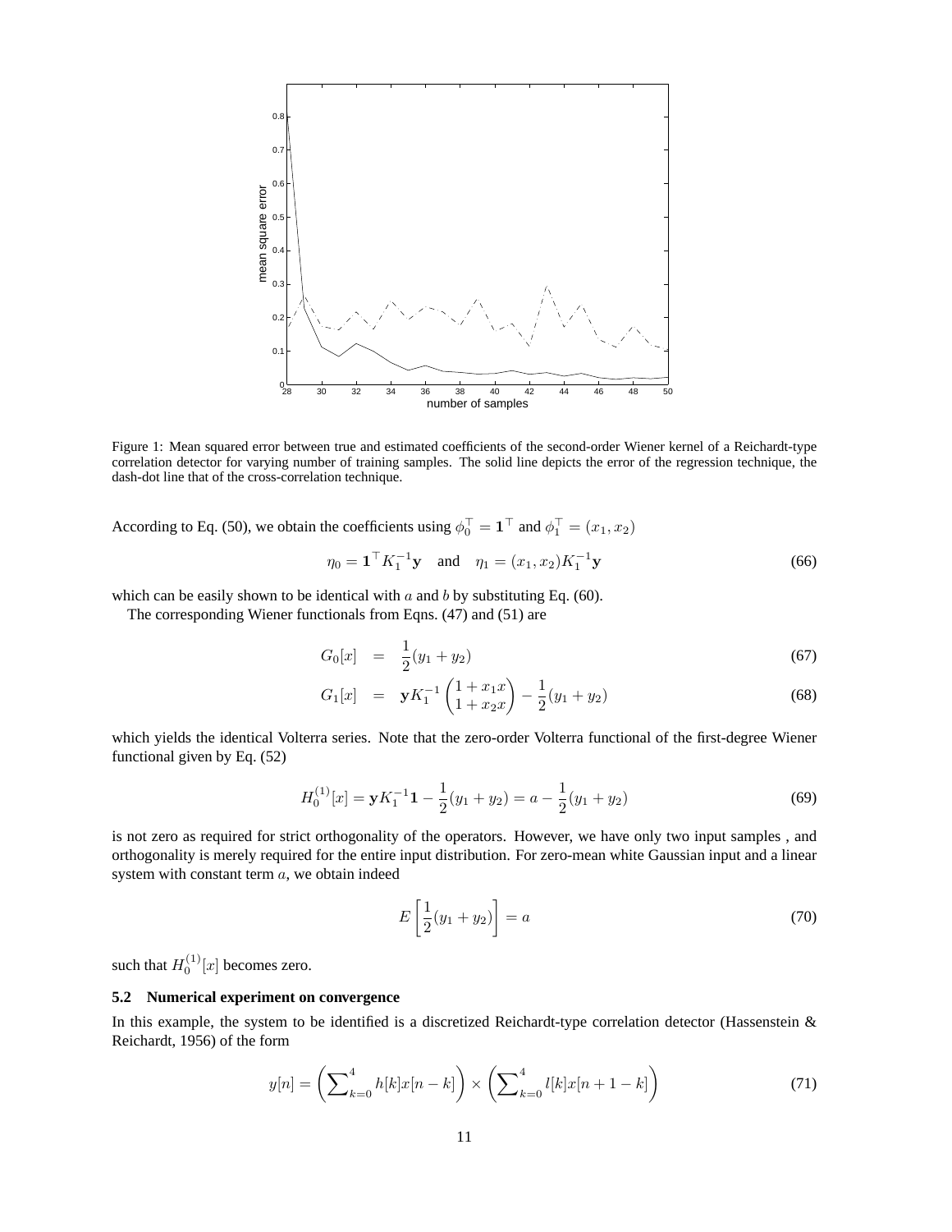Figure 1: Mean squared error between true and estimated coefficients of the second-order Wiener kernel of a Reichardt-type correlation detector for varying number of training samples. The solid line depicts the error of the regression technique, the dash-dot line that of the cross-correlation technique.

According to Eq. (50), we obtain the coefficients using $\phi_0^\top = \mathbf{1}^\top$ and $\phi_1^\top = (x_1, x_2)$

$$\eta_0 = \mathbf{1}^\top K_1^{-1}\mathbf{y} \quad \text{and} \quad \eta_1 = (x_1, x_2) K_1^{-1}\mathbf{y} \tag{66}$$

which can be easily shown to be identical with $a$ and $b$ by substituting Eq. (60).

The corresponding Wiener functionals from Eqns. (47) and (51) are

$$G_0[x] = \frac{1}{2}(y_1 + y_2) \tag{67}$$

$$G_1[x] = \mathbf{y} K_1^{-1} \begin{pmatrix} 1 + x_1 x \\ 1 + x_2 x \end{pmatrix} - \frac{1}{2}(y_1 + y_2) \tag{68}$$

which yields the identical Volterra series. Note that the zero-order Volterra functional of the first-degree Wiener functional given by Eq. (52)

$$H_0^{(1)}[x] = \mathbf{y} K_1^{-1}\mathbf{1} - \frac{1}{2}(y_1 + y_2) = a - \frac{1}{2}(y_1 + y_2) \tag{69}$$

is not zero as required for strict orthogonality of the operators. However, we have only two input samples , and orthogonality is merely required for the entire input distribution. For zero-mean white Gaussian input and a linear system with constant term $a$, we obtain indeed

$$E\left[\frac{1}{2}(y_1 + y_2)\right] = a \tag{70}$$

such that $H_0^{(1)}[x]$ becomes zero.

### 5.2 Numerical experiment on convergence

In this example, the system to be identified is a discretized Reichardt-type correlation detector (Hassenstein & Reichardt, 1956) of the form

$$y[n] = \left(\sum_{k=0}^{4} h[k]x[n-k]\right) \times \left(\sum_{k=0}^{4} l[k]x[n+1-k]\right) \tag{71}$$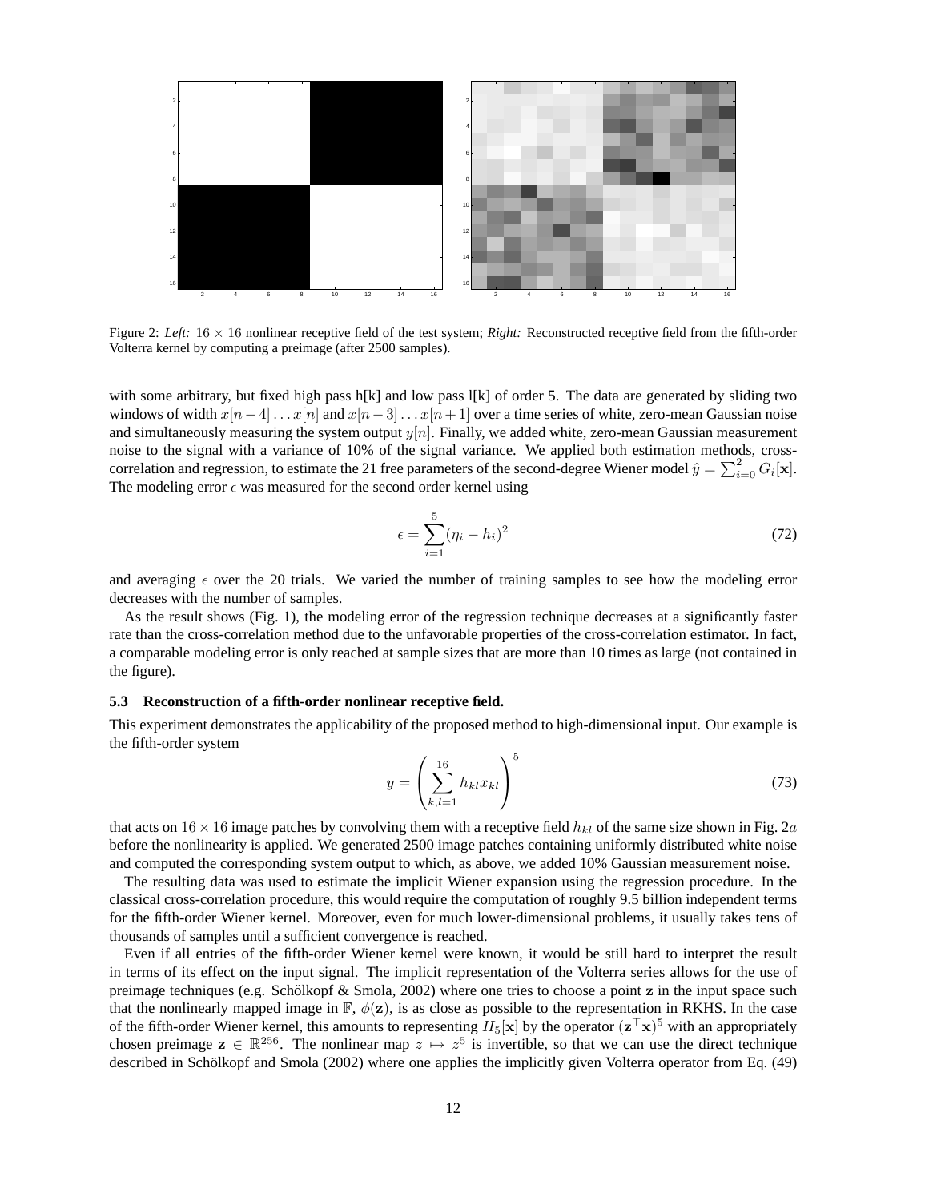Figure 2: *Left:* $16 \times 16$ nonlinear receptive field of the test system; *Right:* Reconstructed receptive field from the fifth-order Volterra kernel by computing a preimage (after 2500 samples).

with some arbitrary, but fixed high pass h[k] and low pass l[k] of order 5. The data are generated by sliding two windows of width $x[n-4] \dots x[n]$ and $x[n-3] \dots x[n+1]$ over a time series of white, zero-mean Gaussian noise and simultaneously measuring the system output $y[n]$. Finally, we added white, zero-mean Gaussian measurement noise to the signal with a variance of 10% of the signal variance. We applied both estimation methods, cross-correlation and regression, to estimate the 21 free parameters of the second-degree Wiener model $\hat{y} = \sum_{i=0}^{2} G_i[\mathbf{x}]$. The modeling error $\epsilon$ was measured for the second order kernel using

$$\epsilon = \sum_{i=1}^{5} (\eta_i - h_i)^2 \tag{72}$$

and averaging $\epsilon$ over the 20 trials. We varied the number of training samples to see how the modeling error decreases with the number of samples.

As the result shows (Fig. 1), the modeling error of the regression technique decreases at a significantly faster rate than the cross-correlation method due to the unfavorable properties of the cross-correlation estimator. In fact, a comparable modeling error is only reached at sample sizes that are more than 10 times as large (not contained in the figure).

### 5.3 Reconstruction of a fifth-order nonlinear receptive field.

This experiment demonstrates the applicability of the proposed method to high-dimensional input. Our example is the fifth-order system

$$y = \left( \sum_{k,l=1}^{16} h_{kl} x_{kl} \right)^5 \tag{73}$$

that acts on $16 \times 16$ image patches by convolving them with a receptive field $h_{kl}$ of the same size shown in Fig. 2$a$ before the nonlinearity is applied. We generated 2500 image patches containing uniformly distributed white noise and computed the corresponding system output to which, as above, we added 10% Gaussian measurement noise.

The resulting data was used to estimate the implicit Wiener expansion using the regression procedure. In the classical cross-correlation procedure, this would require the computation of roughly 9.5 billion independent terms for the fifth-order Wiener kernel. Moreover, even for much lower-dimensional problems, it usually takes tens of thousands of samples until a sufficient convergence is reached.

Even if all entries of the fifth-order Wiener kernel were known, it would be still hard to interpret the result in terms of its effect on the input signal. The implicit representation of the Volterra series allows for the use of preimage techniques (e.g. Schölkopf & Smola, 2002) where one tries to choose a point $\mathbf{z}$ in the input space such that the nonlinearly mapped image in $\mathbb{F}$, $\phi(\mathbf{z})$, is as close as possible to the representation in RKHS. In the case of the fifth-order Wiener kernel, this amounts to representing $H_5[\mathbf{x}]$ by the operator $(\mathbf{z}^\top \mathbf{x})^5$ with an appropriately chosen preimage $\mathbf{z} \in \mathbb{R}^{256}$. The nonlinear map $z \mapsto z^5$ is invertible, so that we can use the direct technique described in Schölkopf and Smola (2002) where one applies the implicitly given Volterra operator from Eq. (49)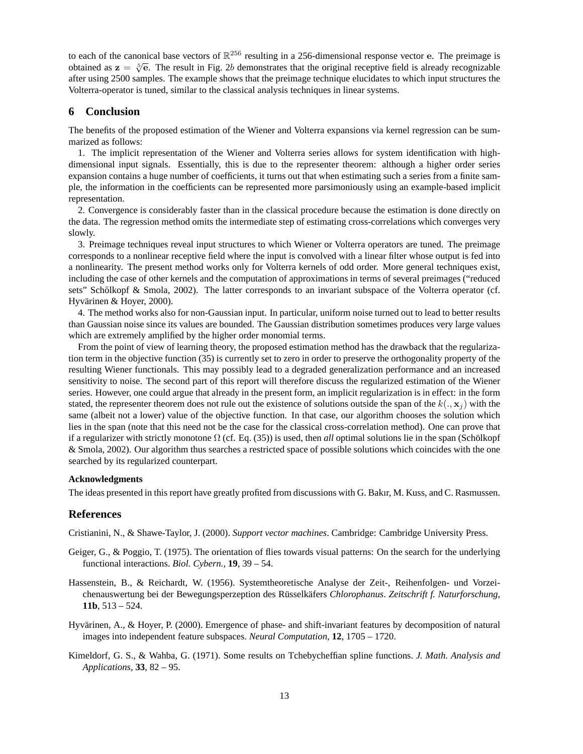to each of the canonical base vectors of $\mathbb{R}^{256}$ resulting in a 256-dimensional response vector $\mathbf{e}$. The preimage is obtained as $\mathbf{z} = \sqrt[5]{\mathbf{e}}$. The result in Fig. 2$b$ demonstrates that the original receptive field is already recognizable after using 2500 samples. The example shows that the preimage technique elucidates to which input structures the Volterra-operator is tuned, similar to the classical analysis techniques in linear systems.

## 6 Conclusion

The benefits of the proposed estimation of the Wiener and Volterra expansions via kernel regression can be summarized as follows:

1. The implicit representation of the Wiener and Volterra series allows for system identification with high-dimensional input signals. Essentially, this is due to the representer theorem: although a higher order series expansion contains a huge number of coefficients, it turns out that when estimating such a series from a finite sample, the information in the coefficients can be represented more parsimoniously using an example-based implicit representation.

2. Convergence is considerably faster than in the classical procedure because the estimation is done directly on the data. The regression method omits the intermediate step of estimating cross-correlations which converges very slowly.

3. Preimage techniques reveal input structures to which Wiener or Volterra operators are tuned. The preimage corresponds to a nonlinear receptive field where the input is convolved with a linear filter whose output is fed into a nonlinearity. The present method works only for Volterra kernels of odd order. More general techniques exist, including the case of other kernels and the computation of approximations in terms of several preimages ("reduced sets" Schölkopf & Smola, 2002). The latter corresponds to an invariant subspace of the Volterra operator (cf. Hyvärinen & Hoyer, 2000).

4. The method works also for non-Gaussian input. In particular, uniform noise turned out to lead to better results than Gaussian noise since its values are bounded. The Gaussian distribution sometimes produces very large values which are extremely amplified by the higher order monomial terms.

From the point of view of learning theory, the proposed estimation method has the drawback that the regularization term in the objective function (35) is currently set to zero in order to preserve the orthogonality property of the resulting Wiener functionals. This may possibly lead to a degraded generalization performance and an increased sensitivity to noise. The second part of this report will therefore discuss the regularized estimation of the Wiener series. However, one could argue that already in the present form, an implicit regularization is in effect: in the form stated, the representer theorem does not rule out the existence of solutions outside the span of the $k(., \mathbf{x}_j)$ with the same (albeit not a lower) value of the objective function. In that case, our algorithm chooses the solution which lies in the span (note that this need not be the case for the classical cross-correlation method). One can prove that if a regularizer with strictly monotone $\Omega$ (cf. Eq. (35)) is used, then *all* optimal solutions lie in the span (Schölkopf & Smola, 2002). Our algorithm thus searches a restricted space of possible solutions which coincides with the one searched by its regularized counterpart.

#### Acknowledgments

The ideas presented in this report have greatly profited from discussions with G. Bakır, M. Kuss, and C. Rasmussen.

## References

Cristianini, N., & Shawe-Taylor, J. (2000). *Support vector machines*. Cambridge: Cambridge University Press.

Geiger, G., & Poggio, T. (1975). The orientation of flies towards visual patterns: On the search for the underlying functional interactions. *Biol. Cybern.*, **19**, 39 – 54.

Hassenstein, B., & Reichardt, W. (1956). Systemtheoretische Analyse der Zeit-, Reihenfolgen- und Vorzeichenauswertung bei der Bewegungsperzeption des Rüsselkäfers *Chlorophanus*. *Zeitschrift f. Naturforschung*, **11b**, 513 – 524.

Hyvärinen, A., & Hoyer, P. (2000). Emergence of phase- and shift-invariant features by decomposition of natural images into independent feature subspaces. *Neural Computation*, **12**, 1705 – 1720.

Kimeldorf, G. S., & Wahba, G. (1971). Some results on Tchebycheffian spline functions. *J. Math. Analysis and Applications*, **33**, 82 – 95.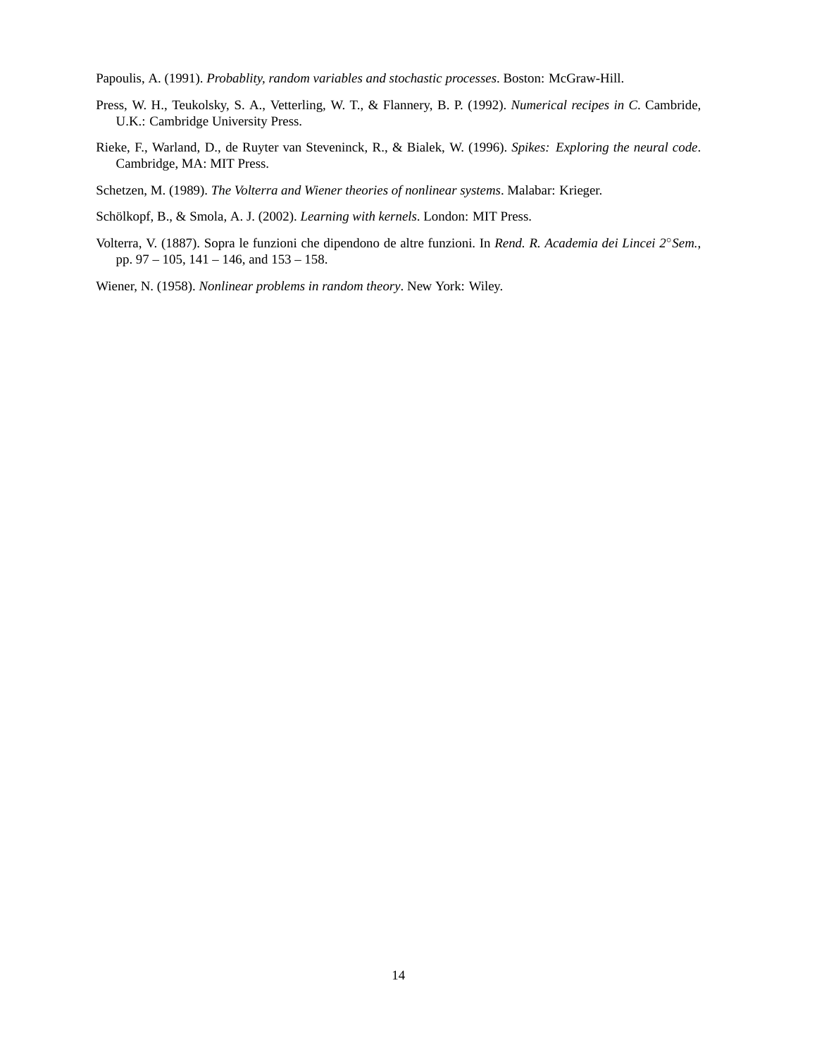Papoulis, A. (1991). *Probablity, random variables and stochastic processes*. Boston: McGraw-Hill.

Press, W. H., Teukolsky, S. A., Vetterling, W. T., & Flannery, B. P. (1992). *Numerical recipes in C*. Cambride, U.K.: Cambridge University Press.

Rieke, F., Warland, D., de Ruyter van Steveninck, R., & Bialek, W. (1996). *Spikes: Exploring the neural code*. Cambridge, MA: MIT Press.

Schetzen, M. (1989). *The Volterra and Wiener theories of nonlinear systems*. Malabar: Krieger.

Schölkopf, B., & Smola, A. J. (2002). *Learning with kernels*. London: MIT Press.

Volterra, V. (1887). Sopra le funzioni che dipendono de altre funzioni. In *Rend. R. Academia dei Lincei 2°Sem.*, pp. 97 – 105, 141 – 146, and 153 – 158.

Wiener, N. (1958). *Nonlinear problems in random theory*. New York: Wiley.